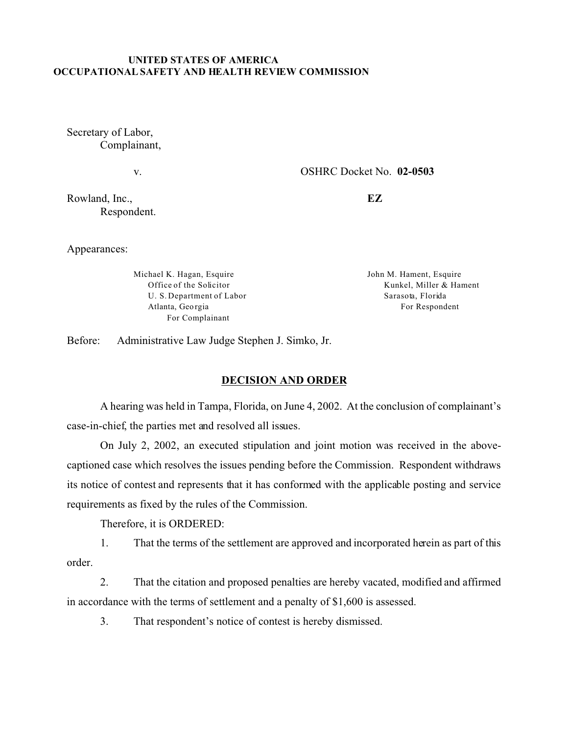**UNITED STATES OF AMERICA**
**OCCUPATIONAL SAFETY AND HEALTH REVIEW COMMISSION**

Secretary of Labor,
Complainant,

v. OSHRC Docket No. **02-0503**

Rowland, Inc., **EZ**
Respondent.

Appearances:

Michael K. Hagan, Esquire
Office of the Solicitor
U. S. Department of Labor
Atlanta, Georgia
For Complainant

John M. Hament, Esquire
Kunkel, Miller & Hament
Sarasota, Florida
For Respondent

Before: Administrative Law Judge Stephen J. Simko, Jr.

**DECISION AND ORDER**

A hearing was held in Tampa, Florida, on June 4, 2002. At the conclusion of complainant's case-in-chief, the parties met and resolved all issues.

On July 2, 2002, an executed stipulation and joint motion was received in the above-captioned case which resolves the issues pending before the Commission. Respondent withdraws its notice of contest and represents that it has conformed with the applicable posting and service requirements as fixed by the rules of the Commission.

Therefore, it is ORDERED:

1. That the terms of the settlement are approved and incorporated herein as part of this order.

2. That the citation and proposed penalties are hereby vacated, modified and affirmed in accordance with the terms of settlement and a penalty of $1,600 is assessed.

3. That respondent's notice of contest is hereby dismissed.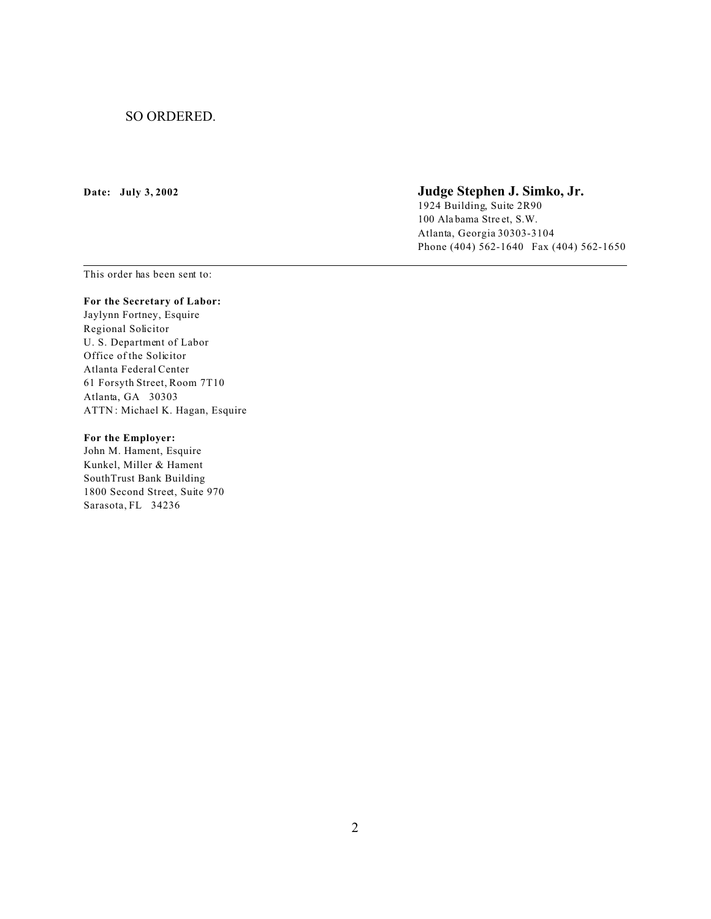SO ORDERED.

**Date: July 3, 2002**

**Judge Stephen J. Simko, Jr.**
1924 Building, Suite 2R90
100 Alabama Street, S.W.
Atlanta, Georgia 30303-3104
Phone (404) 562-1640 Fax (404) 562-1650

---

This order has been sent to:

**For the Secretary of Labor:**
Jaylynn Fortney, Esquire
Regional Solicitor
U. S. Department of Labor
Office of the Solicitor
Atlanta Federal Center
61 Forsyth Street, Room 7T10
Atlanta, GA 30303
ATTN: Michael K. Hagan, Esquire

**For the Employer:**
John M. Hament, Esquire
Kunkel, Miller & Hament
SouthTrust Bank Building
1800 Second Street, Suite 970
Sarasota, FL 34236